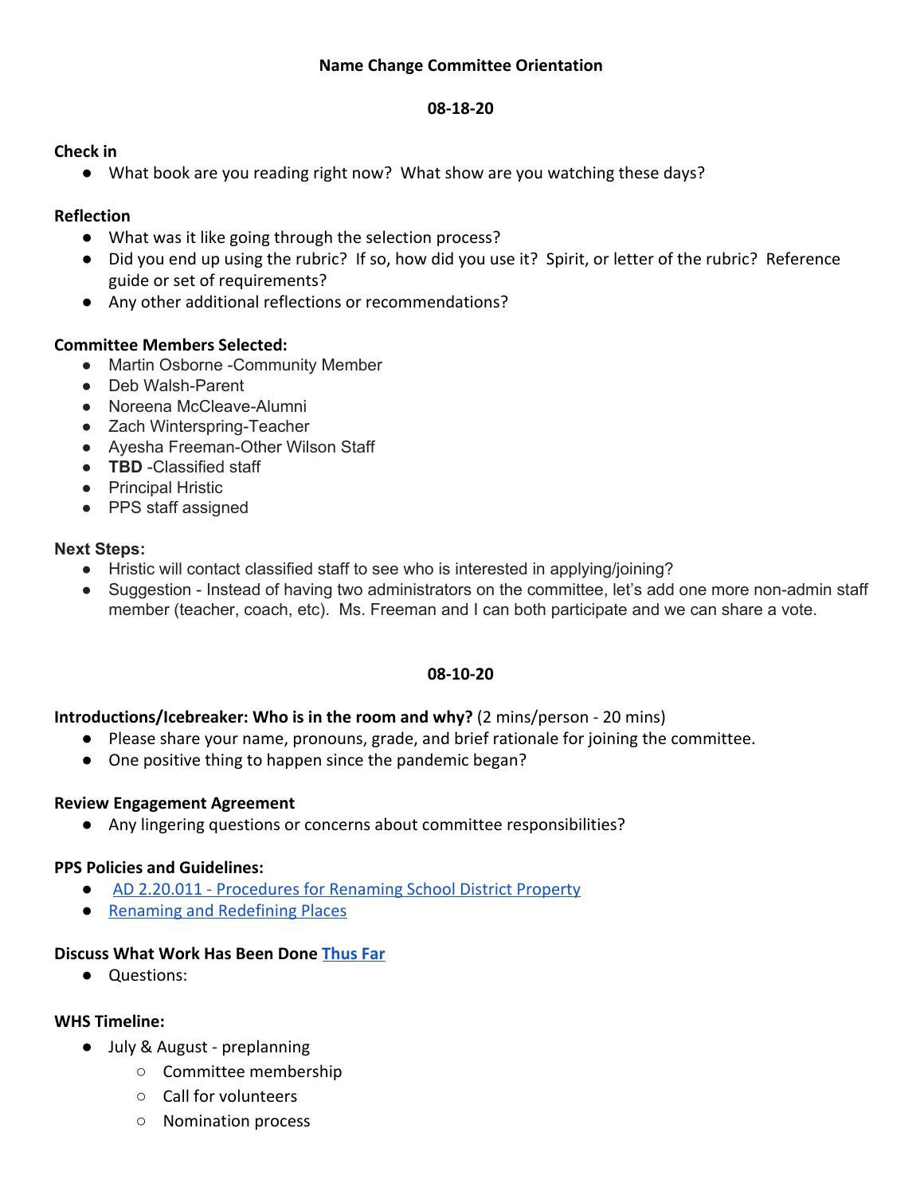# Name Change Committee Orientation

## 08-18-20

**Check in**

- What book are you reading right now? What show are you watching these days?

**Reflection**

- What was it like going through the selection process?
- Did you end up using the rubric? If so, how did you use it? Spirit, or letter of the rubric? Reference guide or set of requirements?
- Any other additional reflections or recommendations?

**Committee Members Selected:**

- Martin Osborne -Community Member
- Deb Walsh-Parent
- Noreena McCleave-Alumni
- Zach Winterspring-Teacher
- Ayesha Freeman-Other Wilson Staff
- **TBD** -Classified staff
- Principal Hristic
- PPS staff assigned

**Next Steps:**

- Hristic will contact classified staff to see who is interested in applying/joining?
- Suggestion - Instead of having two administrators on the committee, let's add one more non-admin staff member (teacher, coach, etc). Ms. Freeman and I can both participate and we can share a vote.

## 08-10-20

**Introductions/Icebreaker: Who is in the room and why?** (2 mins/person - 20 mins)

- Please share your name, pronouns, grade, and brief rationale for joining the committee.
- One positive thing to happen since the pandemic began?

**Review Engagement Agreement**

- Any lingering questions or concerns about committee responsibilities?

**PPS Policies and Guidelines:**

- AD 2.20.011 - Procedures for Renaming School District Property
- Renaming and Redefining Places

**Discuss What Work Has Been Done Thus Far**

- Questions:

**WHS Timeline:**

- July & August - preplanning
  - Committee membership
  - Call for volunteers
  - Nomination process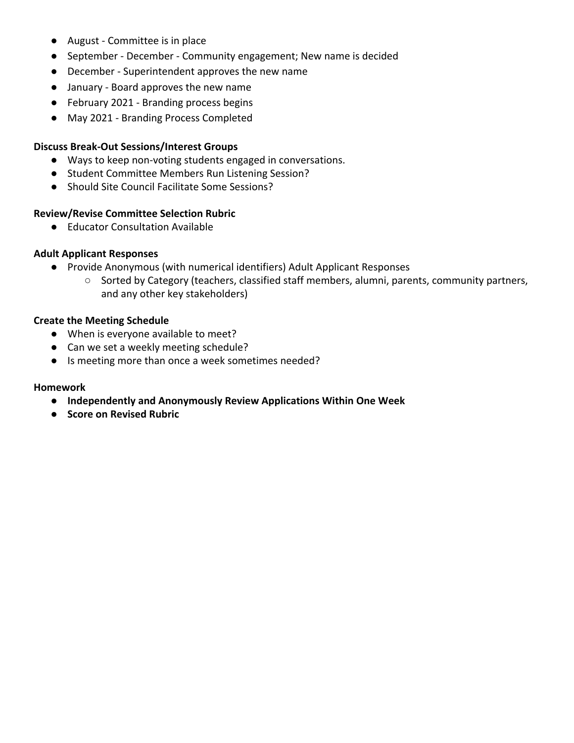- August - Committee is in place
- September - December - Community engagement; New name is decided
- December - Superintendent approves the new name
- January - Board approves the new name
- February 2021 - Branding process begins
- May 2021 - Branding Process Completed

**Discuss Break-Out Sessions/Interest Groups**

- Ways to keep non-voting students engaged in conversations.
- Student Committee Members Run Listening Session?
- Should Site Council Facilitate Some Sessions?

**Review/Revise Committee Selection Rubric**

- Educator Consultation Available

**Adult Applicant Responses**

- Provide Anonymous (with numerical identifiers) Adult Applicant Responses
  - Sorted by Category (teachers, classified staff members, alumni, parents, community partners, and any other key stakeholders)

**Create the Meeting Schedule**

- When is everyone available to meet?
- Can we set a weekly meeting schedule?
- Is meeting more than once a week sometimes needed?

**Homework**

- **Independently and Anonymously Review Applications Within One Week**
- **Score on Revised Rubric**